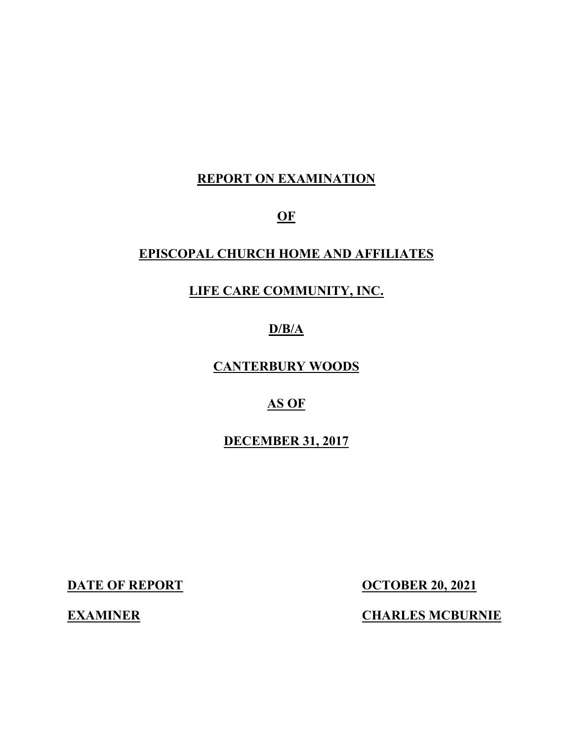# REPORT ON EXAMINATION

# OF

# EPISCOPAL CHURCH HOME AND AFFILIATES

# LIFE CARE COMMUNITY, INC.

# D/B/A

# CANTERBURY WOODS

# AS OF

# DECEMBER 31, 2017

| | |
|---|---|
| **DATE OF REPORT** | **OCTOBER 20, 2021** |
| **EXAMINER** | **CHARLES MCBURNIE** |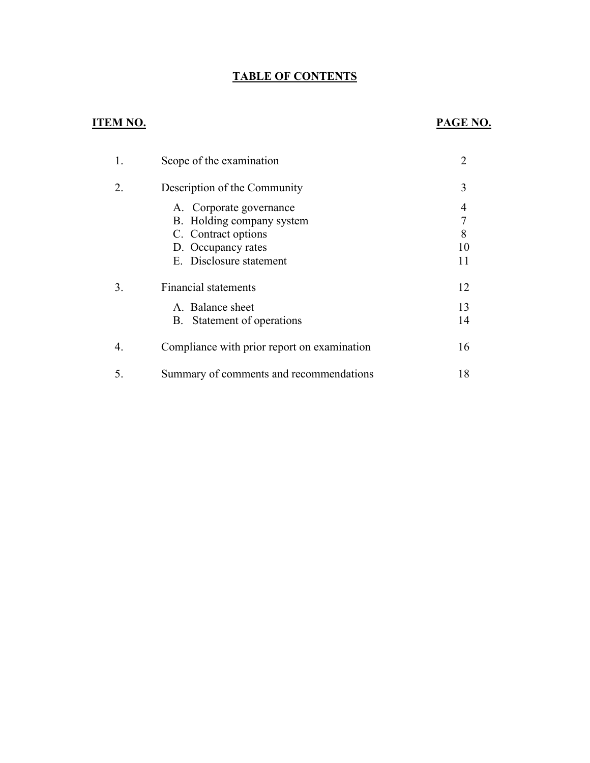## TABLE OF CONTENTS

| ITEM NO. | | PAGE NO. |
|---|---|---|
| 1. | Scope of the examination | 2 |
| 2. | Description of the Community | 3 |
| | A. Corporate governance | 4 |
| | B. Holding company system | 7 |
| | C. Contract options | 8 |
| | D. Occupancy rates | 10 |
| | E. Disclosure statement | 11 |
| 3. | Financial statements | 12 |
| | A. Balance sheet | 13 |
| | B. Statement of operations | 14 |
| 4. | Compliance with prior report on examination | 16 |
| 5. | Summary of comments and recommendations | 18 |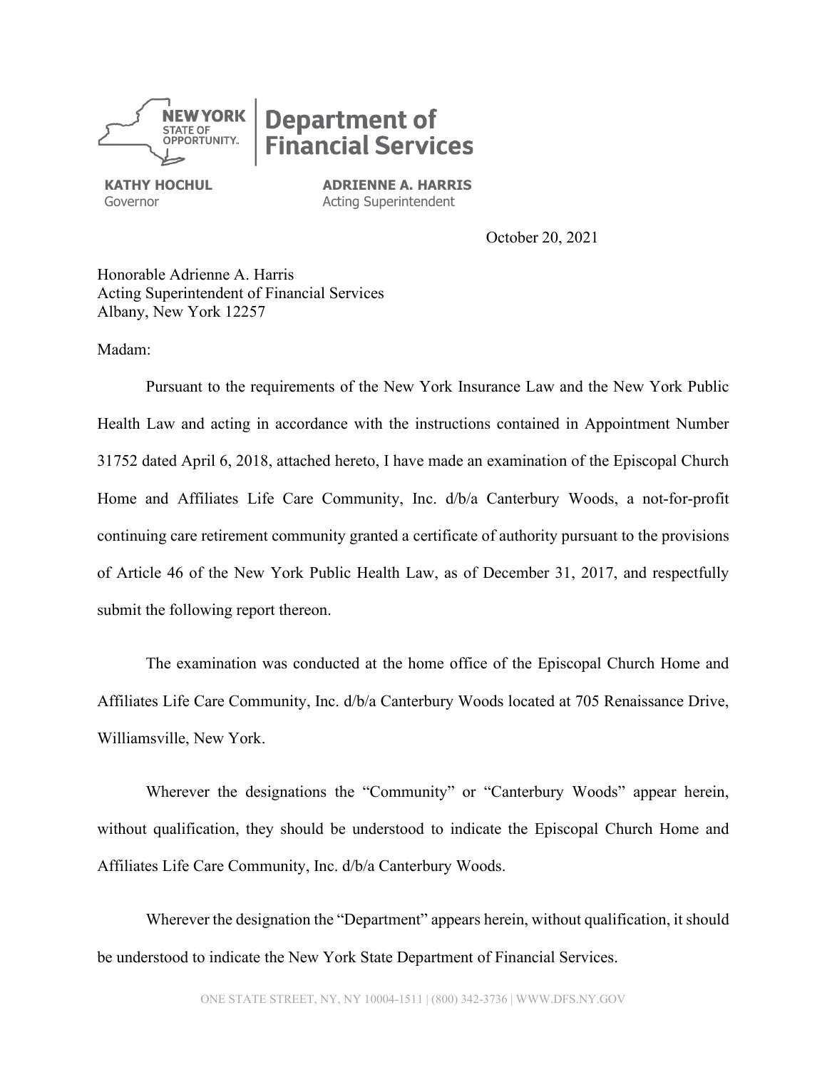NEW YORK STATE OF OPPORTUNITY. | Department of Financial Services

**KATHY HOCHUL**
Governor

**ADRIENNE A. HARRIS**
Acting Superintendent

October 20, 2021

Honorable Adrienne A. Harris
Acting Superintendent of Financial Services
Albany, New York 12257

Madam:

Pursuant to the requirements of the New York Insurance Law and the New York Public Health Law and acting in accordance with the instructions contained in Appointment Number 31752 dated April 6, 2018, attached hereto, I have made an examination of the Episcopal Church Home and Affiliates Life Care Community, Inc. d/b/a Canterbury Woods, a not-for-profit continuing care retirement community granted a certificate of authority pursuant to the provisions of Article 46 of the New York Public Health Law, as of December 31, 2017, and respectfully submit the following report thereon.

The examination was conducted at the home office of the Episcopal Church Home and Affiliates Life Care Community, Inc. d/b/a Canterbury Woods located at 705 Renaissance Drive, Williamsville, New York.

Wherever the designations the "Community" or "Canterbury Woods" appear herein, without qualification, they should be understood to indicate the Episcopal Church Home and Affiliates Life Care Community, Inc. d/b/a Canterbury Woods.

Wherever the designation the "Department" appears herein, without qualification, it should be understood to indicate the New York State Department of Financial Services.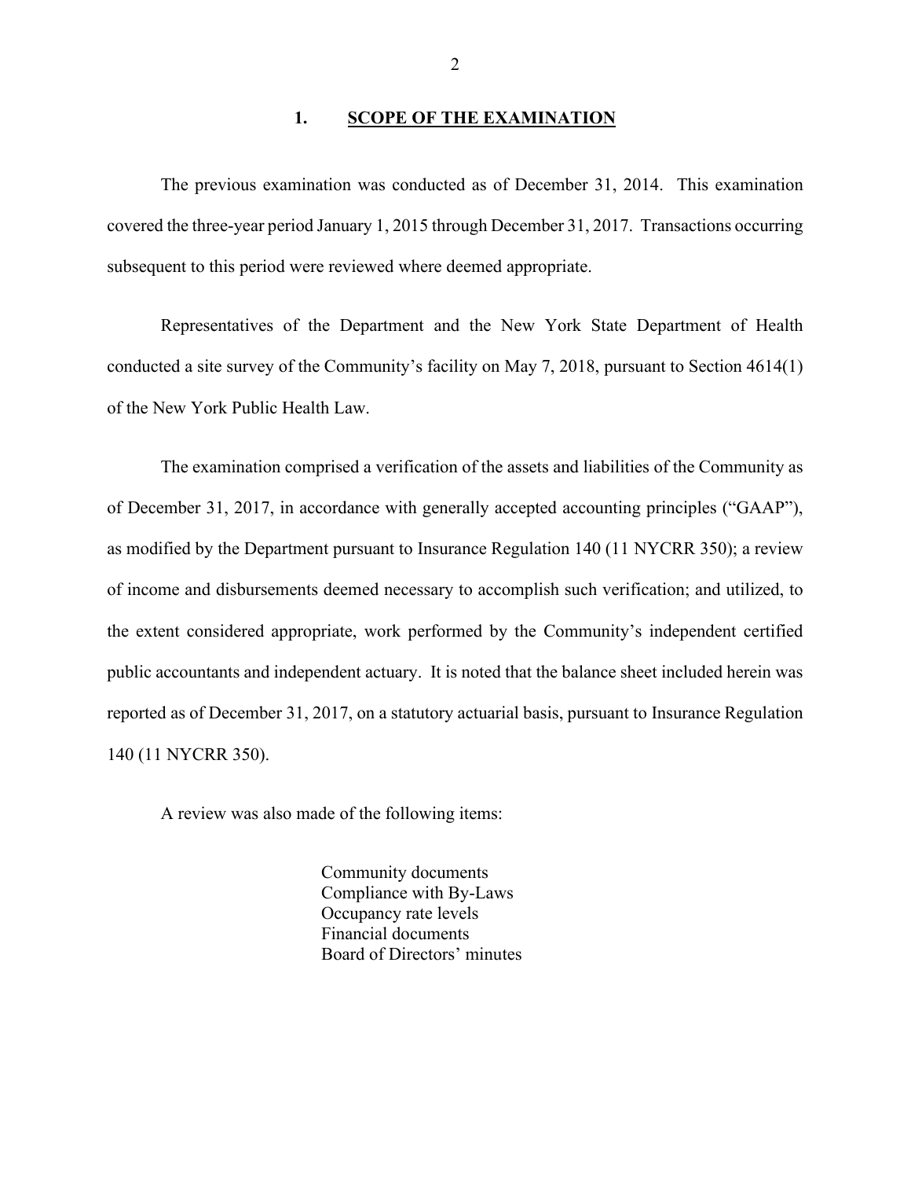## 1. SCOPE OF THE EXAMINATION

The previous examination was conducted as of December 31, 2014. This examination covered the three-year period January 1, 2015 through December 31, 2017. Transactions occurring subsequent to this period were reviewed where deemed appropriate.

Representatives of the Department and the New York State Department of Health conducted a site survey of the Community's facility on May 7, 2018, pursuant to Section 4614(1) of the New York Public Health Law.

The examination comprised a verification of the assets and liabilities of the Community as of December 31, 2017, in accordance with generally accepted accounting principles ("GAAP"), as modified by the Department pursuant to Insurance Regulation 140 (11 NYCRR 350); a review of income and disbursements deemed necessary to accomplish such verification; and utilized, to the extent considered appropriate, work performed by the Community's independent certified public accountants and independent actuary. It is noted that the balance sheet included herein was reported as of December 31, 2017, on a statutory actuarial basis, pursuant to Insurance Regulation 140 (11 NYCRR 350).

A review was also made of the following items:

- Community documents
- Compliance with By-Laws
- Occupancy rate levels
- Financial documents
- Board of Directors' minutes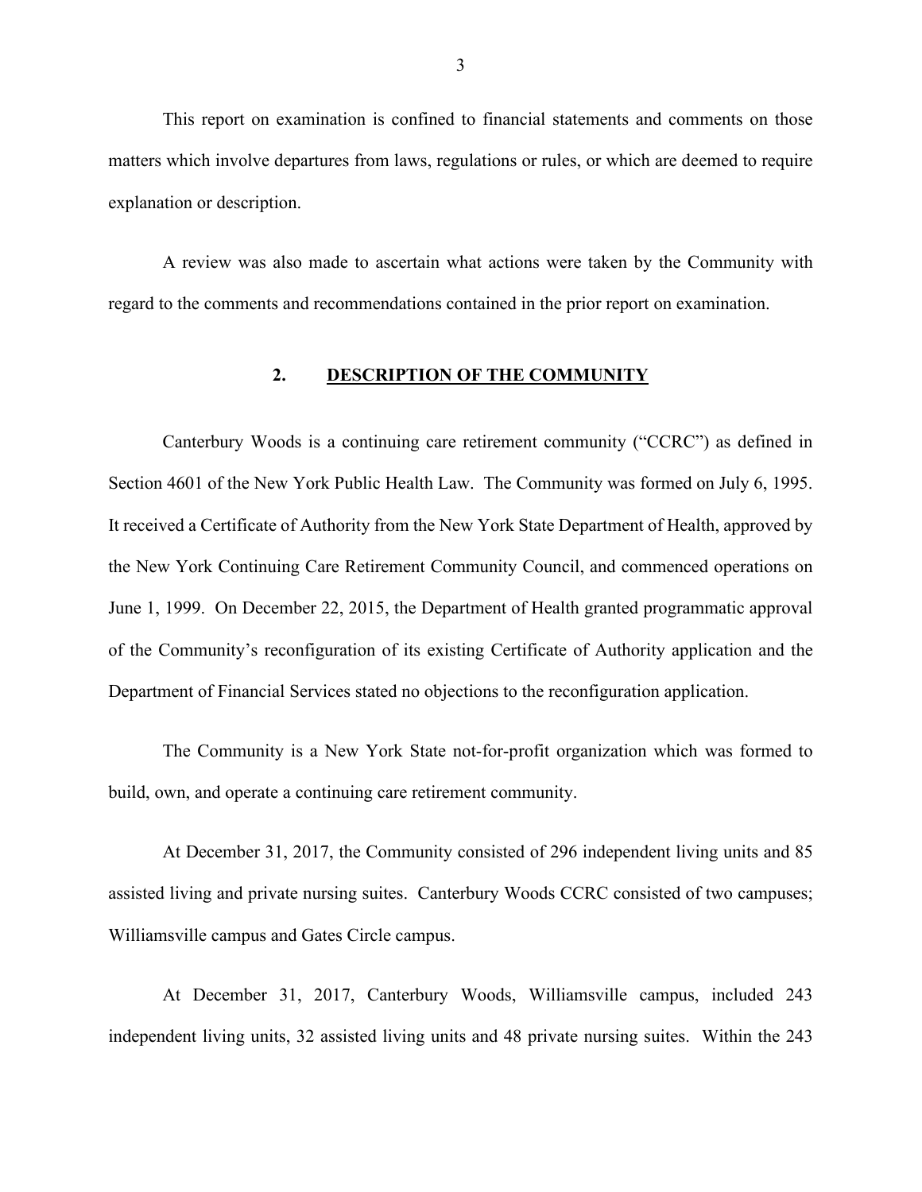This report on examination is confined to financial statements and comments on those matters which involve departures from laws, regulations or rules, or which are deemed to require explanation or description.

A review was also made to ascertain what actions were taken by the Community with regard to the comments and recommendations contained in the prior report on examination.

## 2. DESCRIPTION OF THE COMMUNITY

Canterbury Woods is a continuing care retirement community ("CCRC") as defined in Section 4601 of the New York Public Health Law. The Community was formed on July 6, 1995. It received a Certificate of Authority from the New York State Department of Health, approved by the New York Continuing Care Retirement Community Council, and commenced operations on June 1, 1999. On December 22, 2015, the Department of Health granted programmatic approval of the Community's reconfiguration of its existing Certificate of Authority application and the Department of Financial Services stated no objections to the reconfiguration application.

The Community is a New York State not-for-profit organization which was formed to build, own, and operate a continuing care retirement community.

At December 31, 2017, the Community consisted of 296 independent living units and 85 assisted living and private nursing suites. Canterbury Woods CCRC consisted of two campuses; Williamsville campus and Gates Circle campus.

At December 31, 2017, Canterbury Woods, Williamsville campus, included 243 independent living units, 32 assisted living units and 48 private nursing suites. Within the 243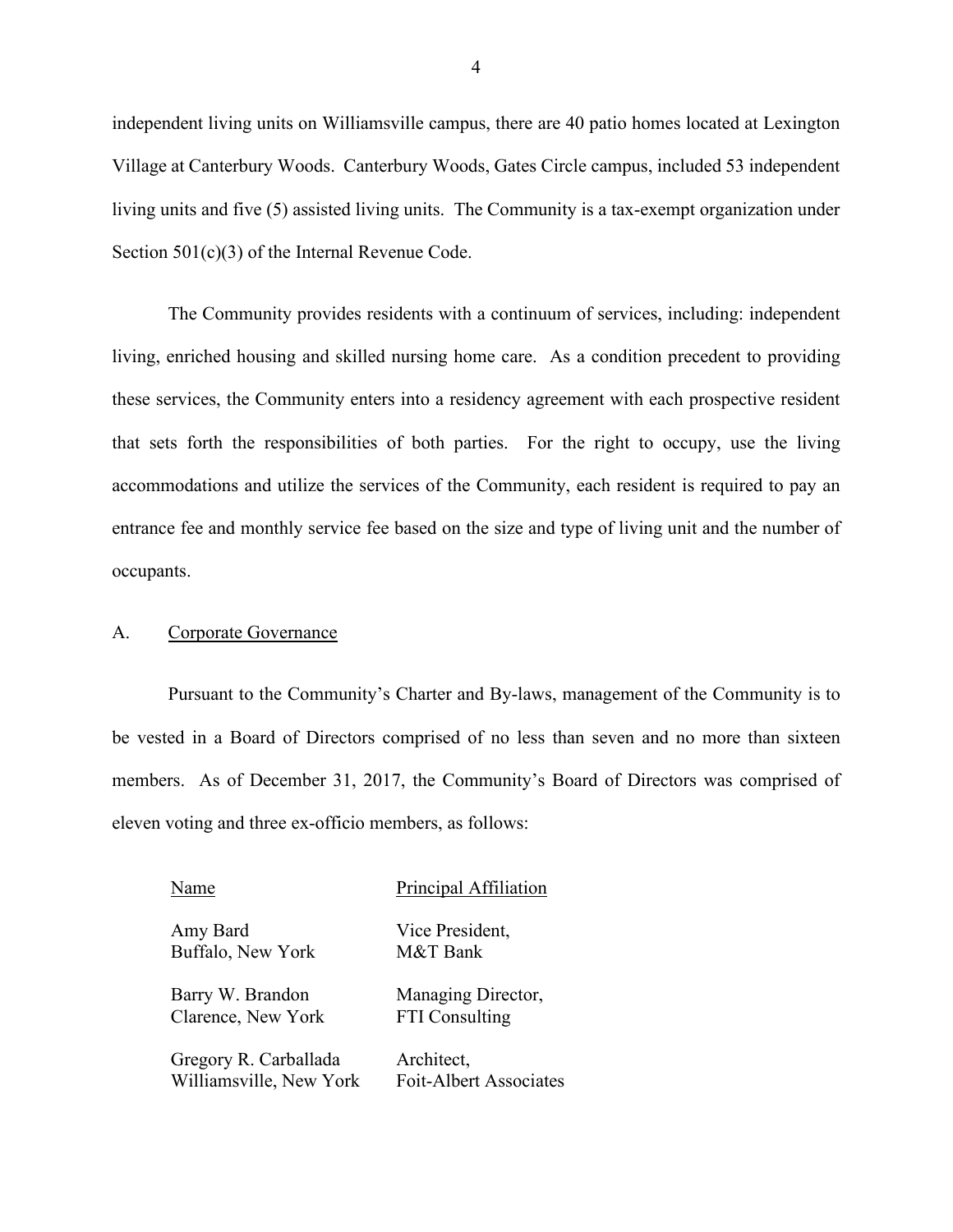independent living units on Williamsville campus, there are 40 patio homes located at Lexington Village at Canterbury Woods. Canterbury Woods, Gates Circle campus, included 53 independent living units and five (5) assisted living units. The Community is a tax-exempt organization under Section 501(c)(3) of the Internal Revenue Code.

The Community provides residents with a continuum of services, including: independent living, enriched housing and skilled nursing home care. As a condition precedent to providing these services, the Community enters into a residency agreement with each prospective resident that sets forth the responsibilities of both parties. For the right to occupy, use the living accommodations and utilize the services of the Community, each resident is required to pay an entrance fee and monthly service fee based on the size and type of living unit and the number of occupants.

## A. Corporate Governance

Pursuant to the Community's Charter and By-laws, management of the Community is to be vested in a Board of Directors comprised of no less than seven and no more than sixteen members. As of December 31, 2017, the Community's Board of Directors was comprised of eleven voting and three ex-officio members, as follows:

| Name | Principal Affiliation |
|---|---|
| Amy Bard<br>Buffalo, New York | Vice President,<br>M&T Bank |
| Barry W. Brandon<br>Clarence, New York | Managing Director,<br>FTI Consulting |
| Gregory R. Carballada<br>Williamsville, New York | Architect,<br>Foit-Albert Associates |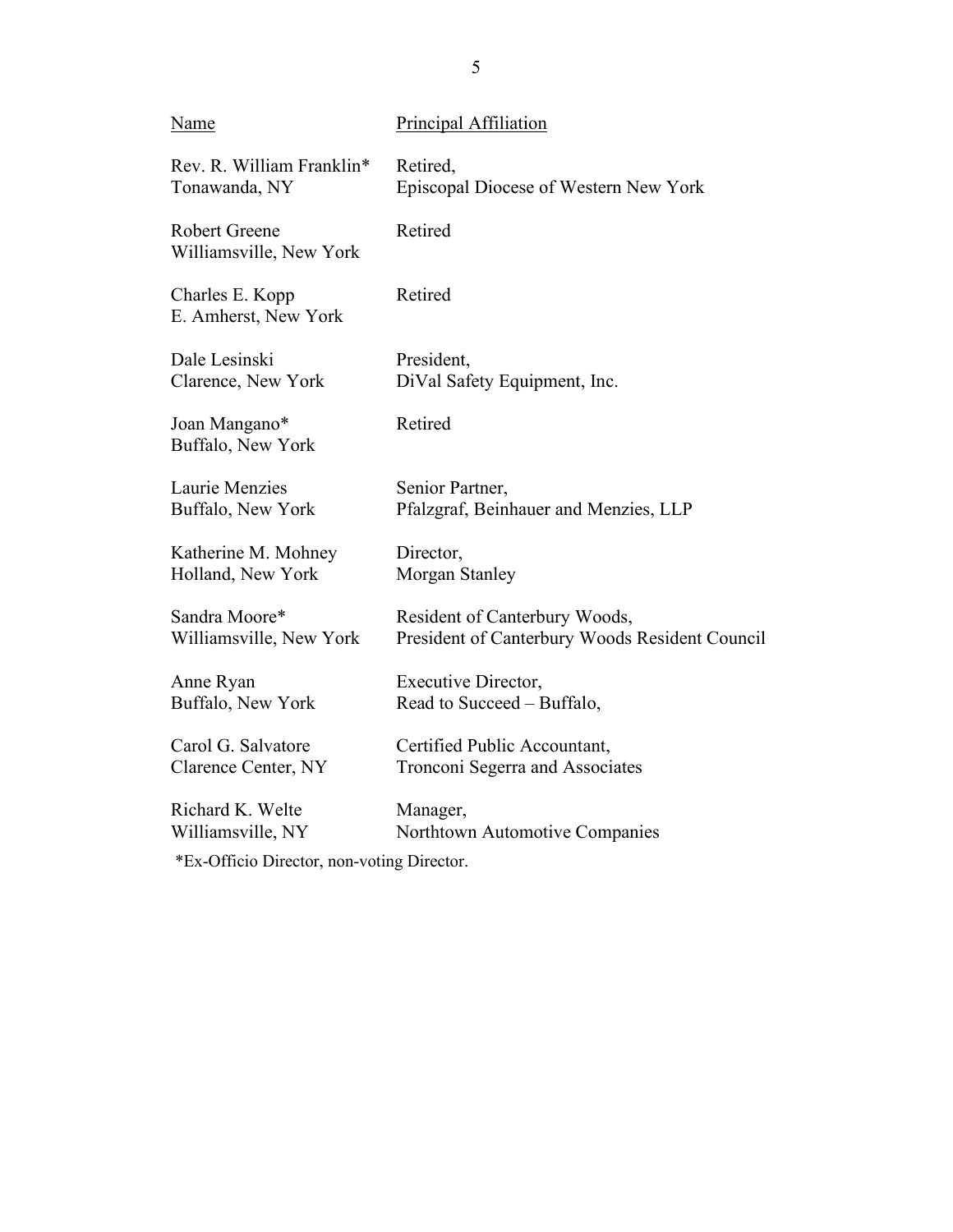| Name | Principal Affiliation |
|---|---|
| Rev. R. William Franklin*<br>Tonawanda, NY | Retired,<br>Episcopal Diocese of Western New York |
| Robert Greene<br>Williamsville, New York | Retired |
| Charles E. Kopp<br>E. Amherst, New York | Retired |
| Dale Lesinski<br>Clarence, New York | President,<br>DiVal Safety Equipment, Inc. |
| Joan Mangano*<br>Buffalo, New York | Retired |
| Laurie Menzies<br>Buffalo, New York | Senior Partner,<br>Pfalzgraf, Beinhauer and Menzies, LLP |
| Katherine M. Mohney<br>Holland, New York | Director,<br>Morgan Stanley |
| Sandra Moore*<br>Williamsville, New York | Resident of Canterbury Woods,<br>President of Canterbury Woods Resident Council |
| Anne Ryan<br>Buffalo, New York | Executive Director,<br>Read to Succeed – Buffalo, |
| Carol G. Salvatore<br>Clarence Center, NY | Certified Public Accountant,<br>Tronconi Segerra and Associates |
| Richard K. Welte<br>Williamsville, NY | Manager,<br>Northtown Automotive Companies |

*Ex-Officio Director, non-voting Director.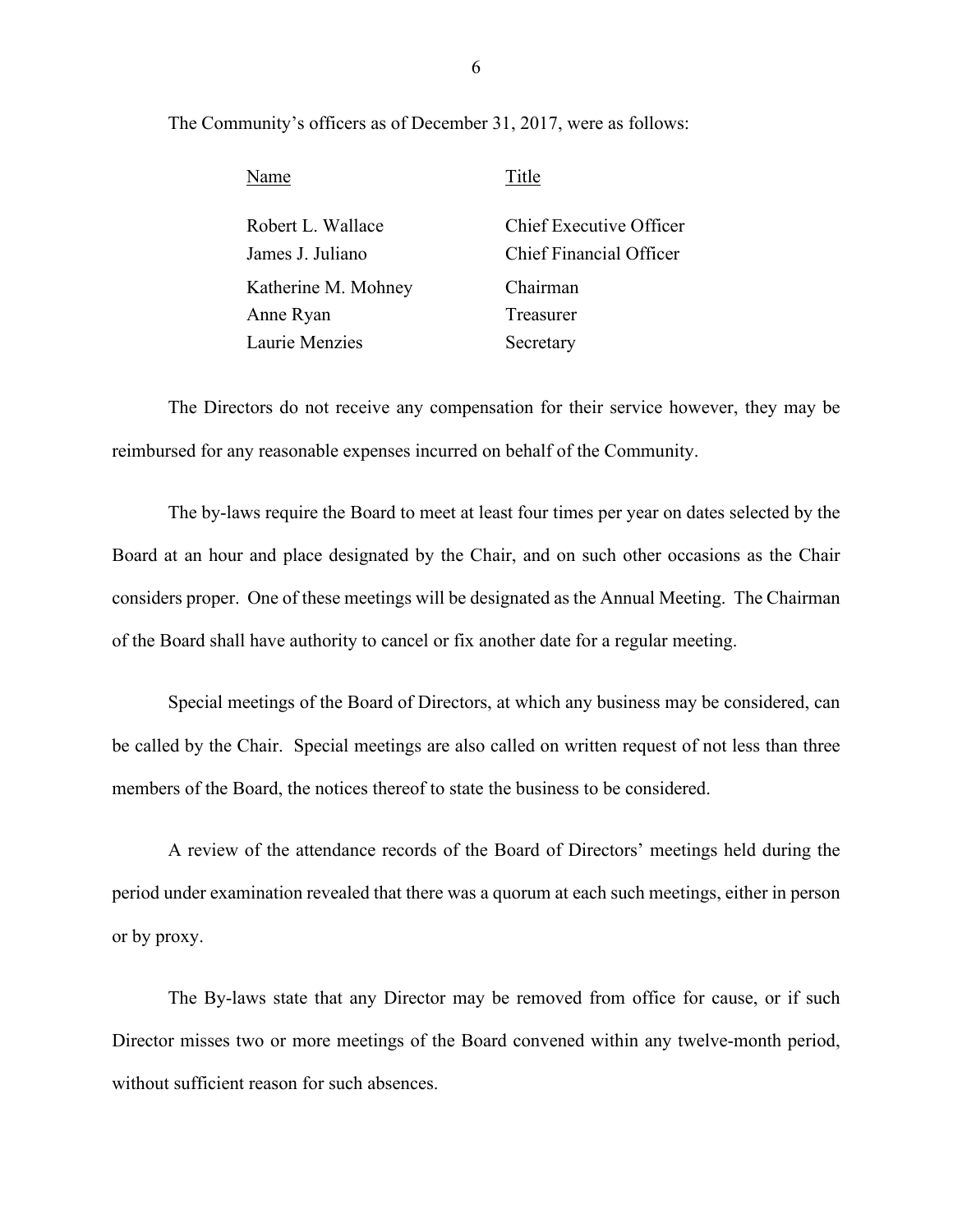The Community's officers as of December 31, 2017, were as follows:

| Name | Title |
|---|---|
| Robert L. Wallace | Chief Executive Officer |
| James J. Juliano | Chief Financial Officer |
| Katherine M. Mohney | Chairman |
| Anne Ryan | Treasurer |
| Laurie Menzies | Secretary |

The Directors do not receive any compensation for their service however, they may be reimbursed for any reasonable expenses incurred on behalf of the Community.

The by-laws require the Board to meet at least four times per year on dates selected by the Board at an hour and place designated by the Chair, and on such other occasions as the Chair considers proper. One of these meetings will be designated as the Annual Meeting. The Chairman of the Board shall have authority to cancel or fix another date for a regular meeting.

Special meetings of the Board of Directors, at which any business may be considered, can be called by the Chair. Special meetings are also called on written request of not less than three members of the Board, the notices thereof to state the business to be considered.

A review of the attendance records of the Board of Directors' meetings held during the period under examination revealed that there was a quorum at each such meetings, either in person or by proxy.

The By-laws state that any Director may be removed from office for cause, or if such Director misses two or more meetings of the Board convened within any twelve-month period, without sufficient reason for such absences.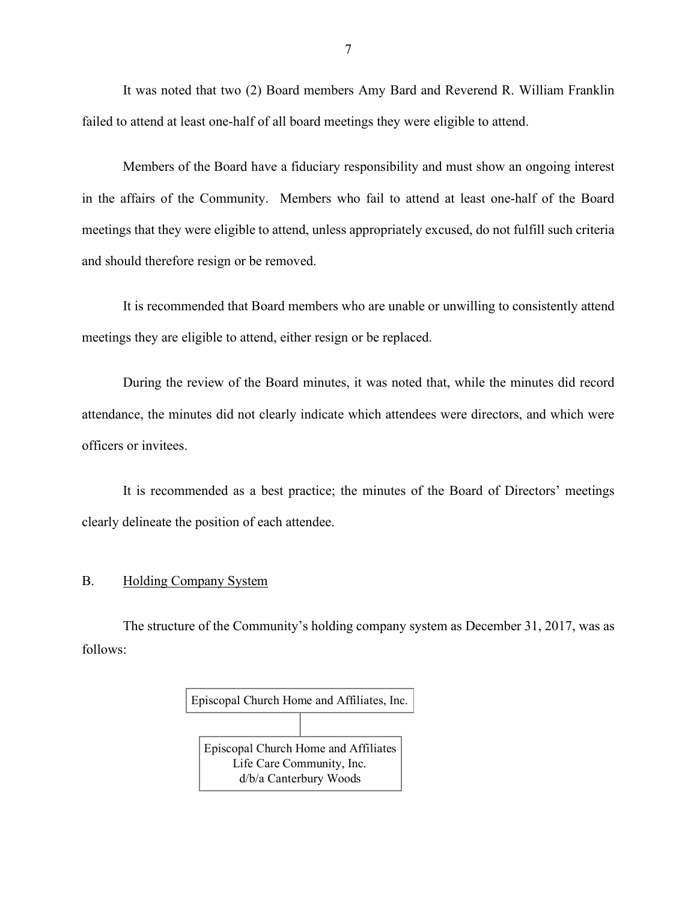It was noted that two (2) Board members Amy Bard and Reverend R. William Franklin failed to attend at least one-half of all board meetings they were eligible to attend.

Members of the Board have a fiduciary responsibility and must show an ongoing interest in the affairs of the Community. Members who fail to attend at least one-half of the Board meetings that they were eligible to attend, unless appropriately excused, do not fulfill such criteria and should therefore resign or be removed.

It is recommended that Board members who are unable or unwilling to consistently attend meetings they are eligible to attend, either resign or be replaced.

During the review of the Board minutes, it was noted that, while the minutes did record attendance, the minutes did not clearly indicate which attendees were directors, and which were officers or invitees.

It is recommended as a best practice; the minutes of the Board of Directors' meetings clearly delineate the position of each attendee.

## B. Holding Company System

The structure of the Community's holding company system as December 31, 2017, was as follows:

Episcopal Church Home and Affiliates, Inc.

Episcopal Church Home and Affiliates Life Care Community, Inc. d/b/a Canterbury Woods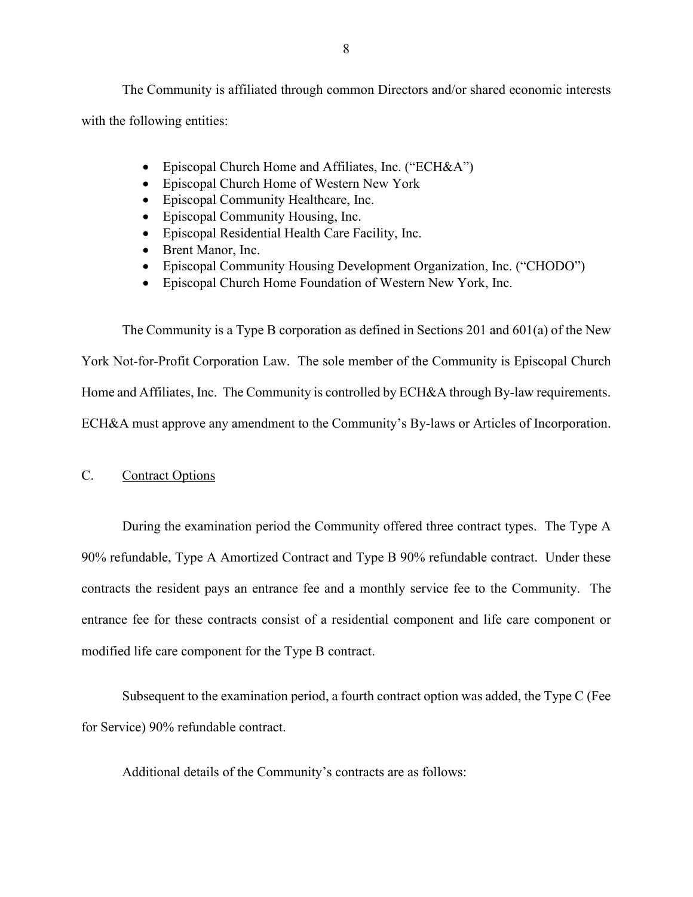The Community is affiliated through common Directors and/or shared economic interests with the following entities:

- Episcopal Church Home and Affiliates, Inc. ("ECH&A")
- Episcopal Church Home of Western New York
- Episcopal Community Healthcare, Inc.
- Episcopal Community Housing, Inc.
- Episcopal Residential Health Care Facility, Inc.
- Brent Manor, Inc.
- Episcopal Community Housing Development Organization, Inc. ("CHODO")
- Episcopal Church Home Foundation of Western New York, Inc.

The Community is a Type B corporation as defined in Sections 201 and 601(a) of the New York Not-for-Profit Corporation Law. The sole member of the Community is Episcopal Church Home and Affiliates, Inc. The Community is controlled by ECH&A through By-law requirements. ECH&A must approve any amendment to the Community's By-laws or Articles of Incorporation.

## C. Contract Options

During the examination period the Community offered three contract types. The Type A 90% refundable, Type A Amortized Contract and Type B 90% refundable contract. Under these contracts the resident pays an entrance fee and a monthly service fee to the Community. The entrance fee for these contracts consist of a residential component and life care component or modified life care component for the Type B contract.

Subsequent to the examination period, a fourth contract option was added, the Type C (Fee for Service) 90% refundable contract.

Additional details of the Community's contracts are as follows: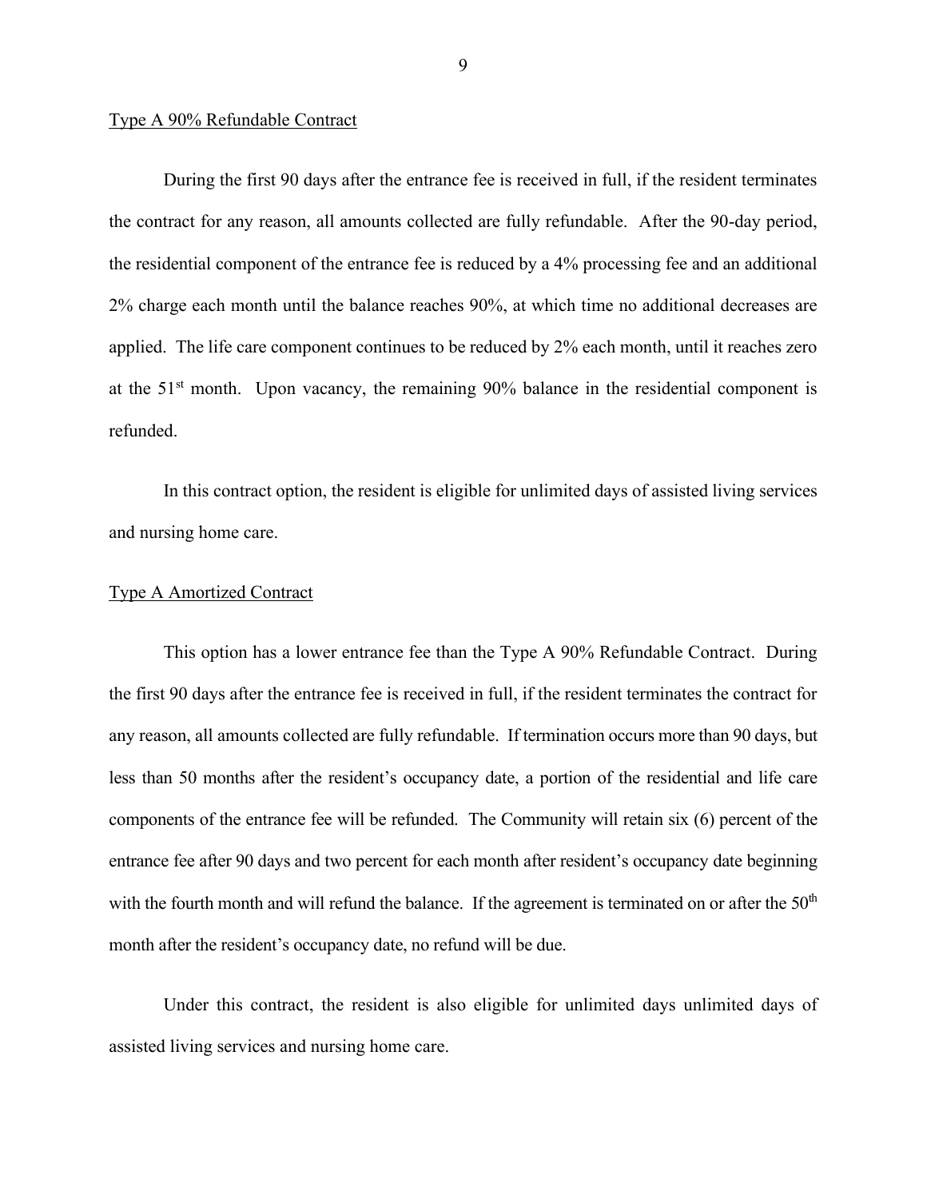Type A 90% Refundable Contract

During the first 90 days after the entrance fee is received in full, if the resident terminates the contract for any reason, all amounts collected are fully refundable. After the 90-day period, the residential component of the entrance fee is reduced by a 4% processing fee and an additional 2% charge each month until the balance reaches 90%, at which time no additional decreases are applied. The life care component continues to be reduced by 2% each month, until it reaches zero at the 51st month. Upon vacancy, the remaining 90% balance in the residential component is refunded.

In this contract option, the resident is eligible for unlimited days of assisted living services and nursing home care.

Type A Amortized Contract

This option has a lower entrance fee than the Type A 90% Refundable Contract. During the first 90 days after the entrance fee is received in full, if the resident terminates the contract for any reason, all amounts collected are fully refundable. If termination occurs more than 90 days, but less than 50 months after the resident's occupancy date, a portion of the residential and life care components of the entrance fee will be refunded. The Community will retain six (6) percent of the entrance fee after 90 days and two percent for each month after resident's occupancy date beginning with the fourth month and will refund the balance. If the agreement is terminated on or after the 50th month after the resident's occupancy date, no refund will be due.

Under this contract, the resident is also eligible for unlimited days unlimited days of assisted living services and nursing home care.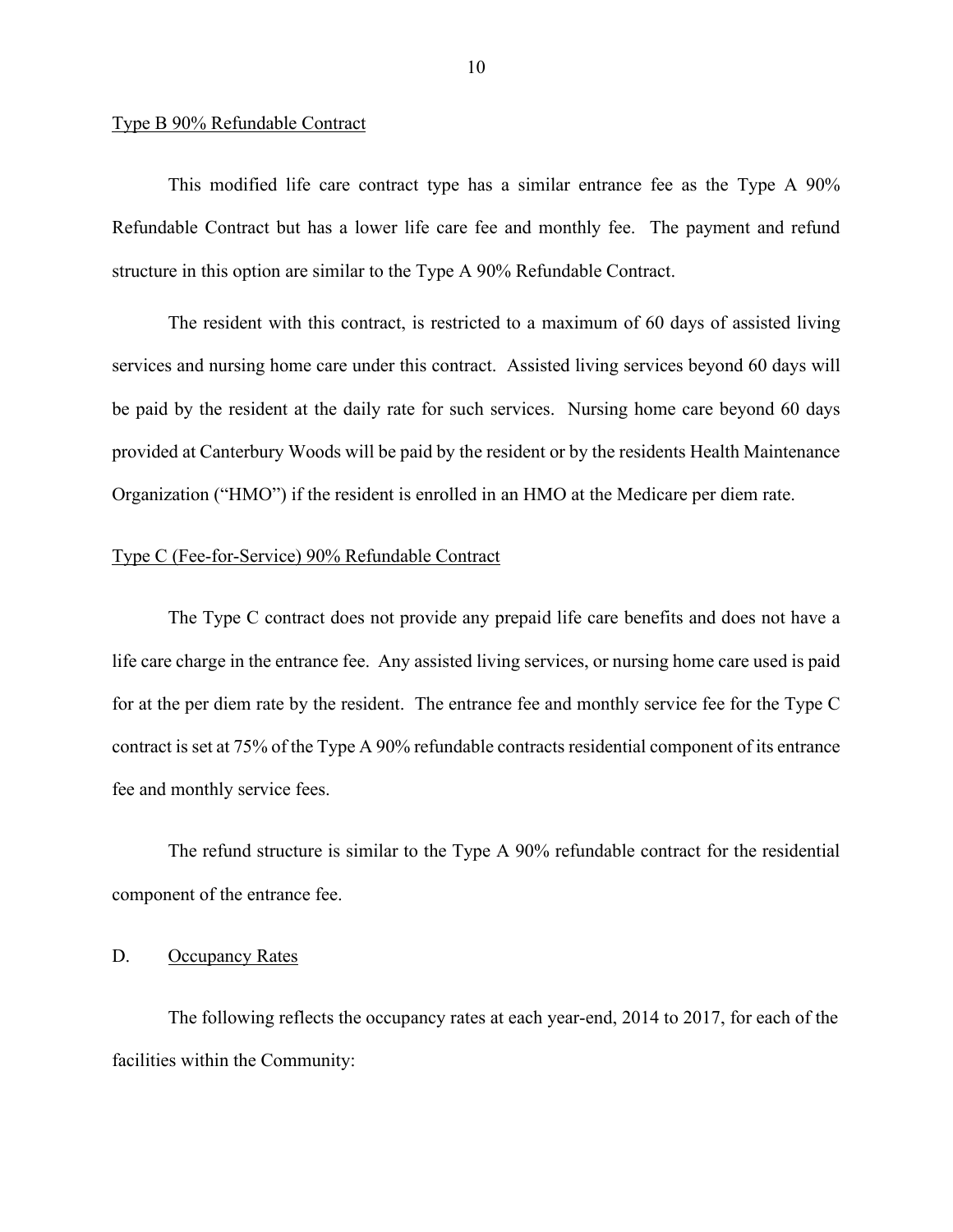Type B 90% Refundable Contract

This modified life care contract type has a similar entrance fee as the Type A 90% Refundable Contract but has a lower life care fee and monthly fee. The payment and refund structure in this option are similar to the Type A 90% Refundable Contract.

The resident with this contract, is restricted to a maximum of 60 days of assisted living services and nursing home care under this contract. Assisted living services beyond 60 days will be paid by the resident at the daily rate for such services. Nursing home care beyond 60 days provided at Canterbury Woods will be paid by the resident or by the residents Health Maintenance Organization ("HMO") if the resident is enrolled in an HMO at the Medicare per diem rate.

Type C (Fee-for-Service) 90% Refundable Contract

The Type C contract does not provide any prepaid life care benefits and does not have a life care charge in the entrance fee. Any assisted living services, or nursing home care used is paid for at the per diem rate by the resident. The entrance fee and monthly service fee for the Type C contract is set at 75% of the Type A 90% refundable contracts residential component of its entrance fee and monthly service fees.

The refund structure is similar to the Type A 90% refundable contract for the residential component of the entrance fee.

D. Occupancy Rates

The following reflects the occupancy rates at each year-end, 2014 to 2017, for each of the facilities within the Community: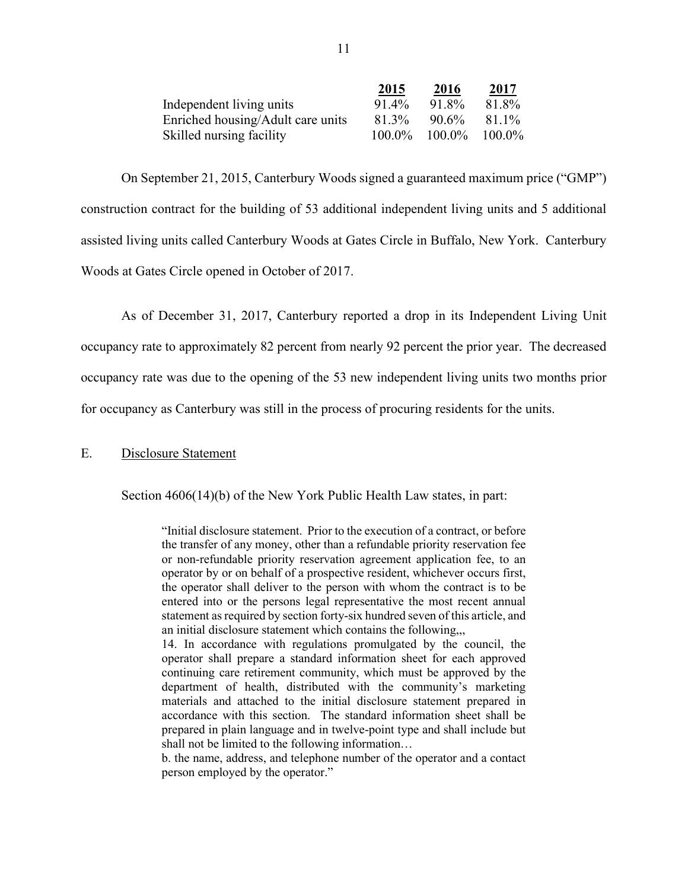| | 2015 | 2016 | 2017 |
|---|---|---|---|
| Independent living units | 91.4% | 91.8% | 81.8% |
| Enriched housing/Adult care units | 81.3% | 90.6% | 81.1% |
| Skilled nursing facility | 100.0% | 100.0% | 100.0% |

On September 21, 2015, Canterbury Woods signed a guaranteed maximum price ("GMP") construction contract for the building of 53 additional independent living units and 5 additional assisted living units called Canterbury Woods at Gates Circle in Buffalo, New York. Canterbury Woods at Gates Circle opened in October of 2017.

As of December 31, 2017, Canterbury reported a drop in its Independent Living Unit occupancy rate to approximately 82 percent from nearly 92 percent the prior year. The decreased occupancy rate was due to the opening of the 53 new independent living units two months prior for occupancy as Canterbury was still in the process of procuring residents for the units.

E. Disclosure Statement

Section 4606(14)(b) of the New York Public Health Law states, in part:

> "Initial disclosure statement. Prior to the execution of a contract, or before the transfer of any money, other than a refundable priority reservation fee or non-refundable priority reservation agreement application fee, to an operator by or on behalf of a prospective resident, whichever occurs first, the operator shall deliver to the person with whom the contract is to be entered into or the persons legal representative the most recent annual statement as required by section forty-six hundred seven of this article, and an initial disclosure statement which contains the following,,,
>
> 14. In accordance with regulations promulgated by the council, the operator shall prepare a standard information sheet for each approved continuing care retirement community, which must be approved by the department of health, distributed with the community's marketing materials and attached to the initial disclosure statement prepared in accordance with this section. The standard information sheet shall be prepared in plain language and in twelve-point type and shall include but shall not be limited to the following information…
>
> b. the name, address, and telephone number of the operator and a contact person employed by the operator."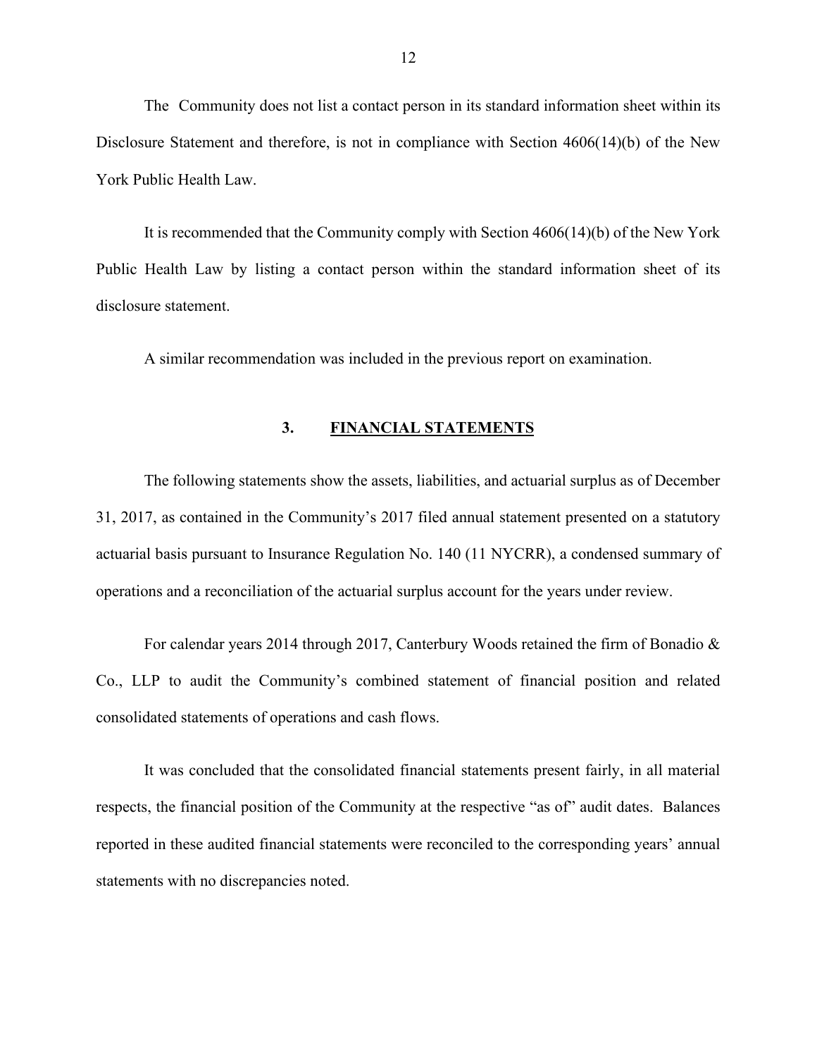The Community does not list a contact person in its standard information sheet within its Disclosure Statement and therefore, is not in compliance with Section 4606(14)(b) of the New York Public Health Law.

It is recommended that the Community comply with Section 4606(14)(b) of the New York Public Health Law by listing a contact person within the standard information sheet of its disclosure statement.

A similar recommendation was included in the previous report on examination.

## 3. FINANCIAL STATEMENTS

The following statements show the assets, liabilities, and actuarial surplus as of December 31, 2017, as contained in the Community's 2017 filed annual statement presented on a statutory actuarial basis pursuant to Insurance Regulation No. 140 (11 NYCRR), a condensed summary of operations and a reconciliation of the actuarial surplus account for the years under review.

For calendar years 2014 through 2017, Canterbury Woods retained the firm of Bonadio & Co., LLP to audit the Community's combined statement of financial position and related consolidated statements of operations and cash flows.

It was concluded that the consolidated financial statements present fairly, in all material respects, the financial position of the Community at the respective "as of" audit dates. Balances reported in these audited financial statements were reconciled to the corresponding years' annual statements with no discrepancies noted.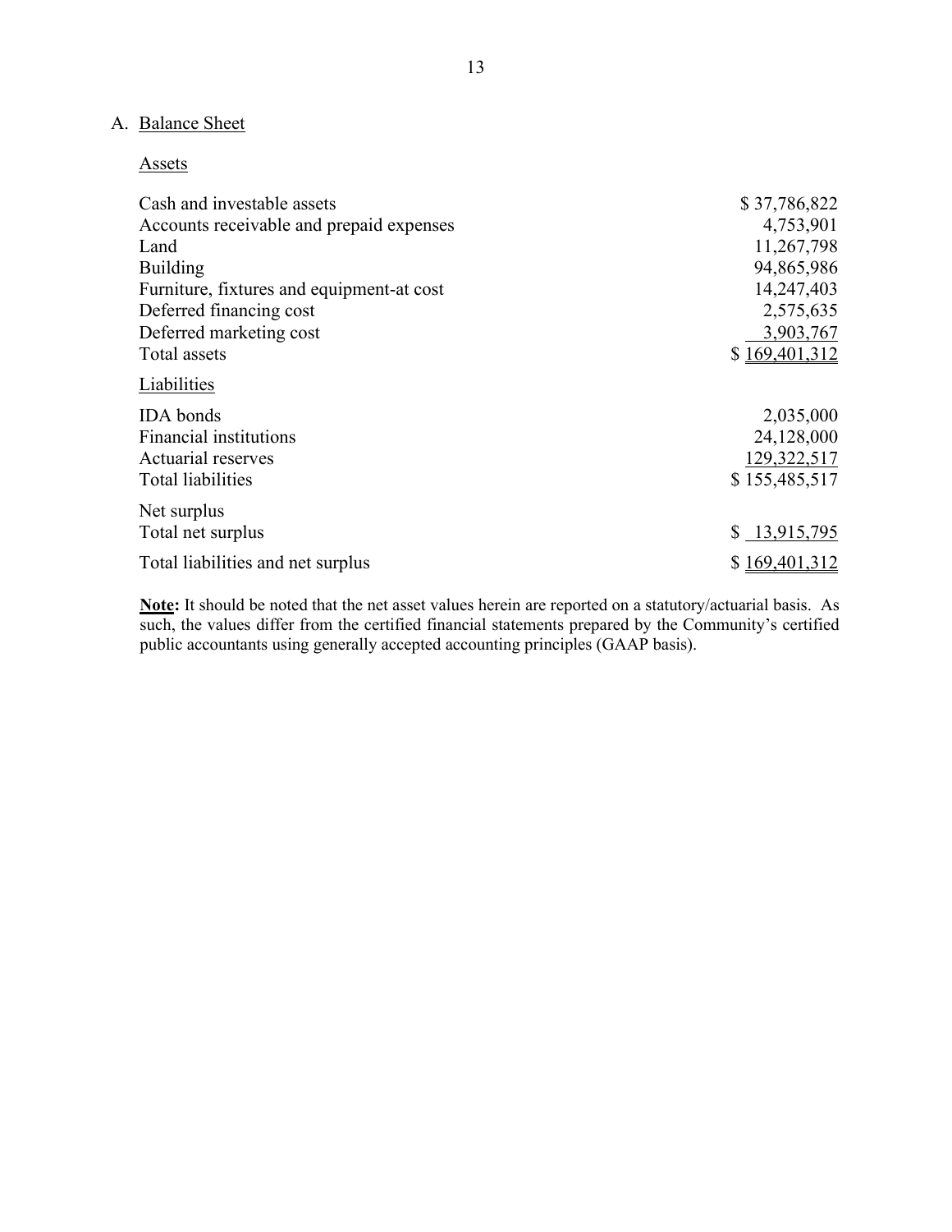## A. Balance Sheet

### Assets

| | |
|---|---|
| Cash and investable assets | $ 37,786,822 |
| Accounts receivable and prepaid expenses | 4,753,901 |
| Land | 11,267,798 |
| Building | 94,865,986 |
| Furniture, fixtures and equipment-at cost | 14,247,403 |
| Deferred financing cost | 2,575,635 |
| Deferred marketing cost | 3,903,767 |
| Total assets | $ 169,401,312 |

### Liabilities

| | |
|---|---|
| IDA bonds | 2,035,000 |
| Financial institutions | 24,128,000 |
| Actuarial reserves | 129,322,517 |
| Total liabilities | $ 155,485,517 |
| Net surplus | |
| Total net surplus | $ 13,915,795 |
| Total liabilities and net surplus | $ 169,401,312 |

**Note:** It should be noted that the net asset values herein are reported on a statutory/actuarial basis. As such, the values differ from the certified financial statements prepared by the Community's certified public accountants using generally accepted accounting principles (GAAP basis).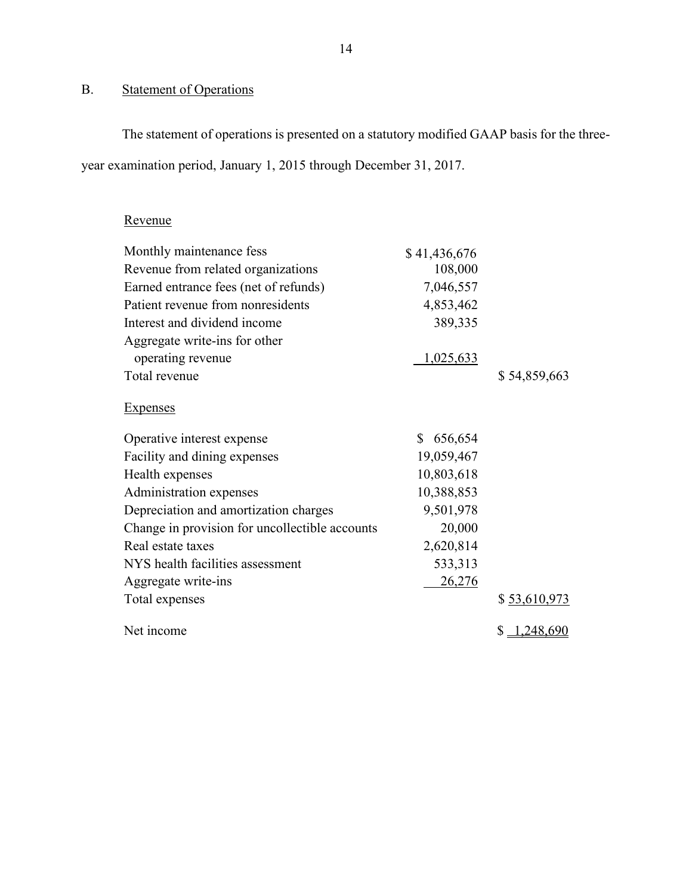## B. Statement of Operations

The statement of operations is presented on a statutory modified GAAP basis for the three-year examination period, January 1, 2015 through December 31, 2017.

| | | |
|---|---|---|
| Revenue | | |
| Monthly maintenance fess | $ 41,436,676 | |
| Revenue from related organizations | 108,000 | |
| Earned entrance fees (net of refunds) | 7,046,557 | |
| Patient revenue from nonresidents | 4,853,462 | |
| Interest and dividend income | 389,335 | |
| Aggregate write-ins for other operating revenue | 1,025,633 | |
| Total revenue | | $ 54,859,663 |
| Expenses | | |
| Operative interest expense | $ 656,654 | |
| Facility and dining expenses | 19,059,467 | |
| Health expenses | 10,803,618 | |
| Administration expenses | 10,388,853 | |
| Depreciation and amortization charges | 9,501,978 | |
| Change in provision for uncollectible accounts | 20,000 | |
| Real estate taxes | 2,620,814 | |
| NYS health facilities assessment | 533,313 | |
| Aggregate write-ins | 26,276 | |
| Total expenses | | $ 53,610,973 |
| Net income | | $ 1,248,690 |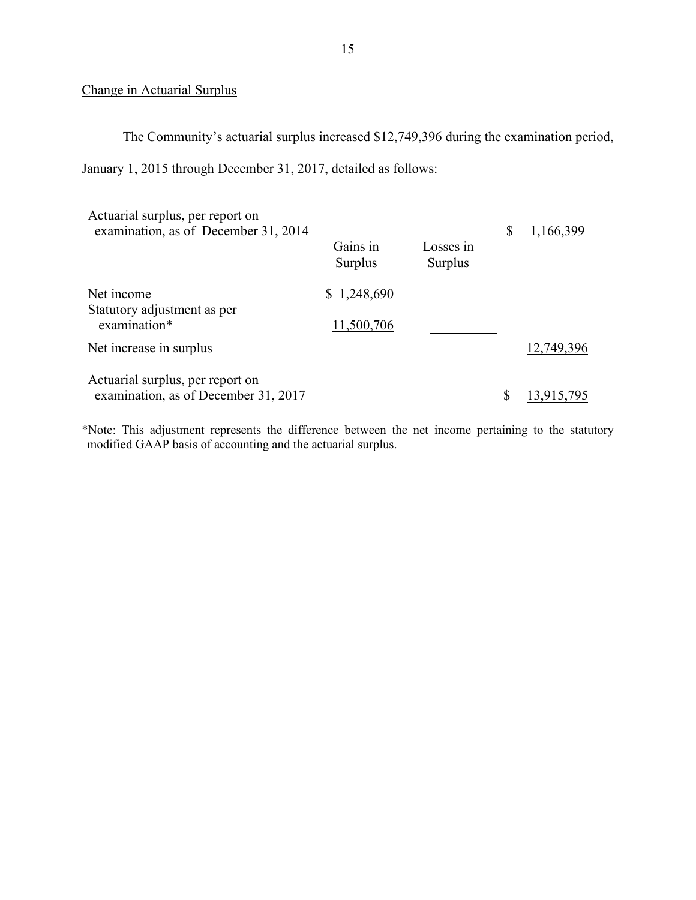Change in Actuarial Surplus

The Community's actuarial surplus increased $12,749,396 during the examination period, January 1, 2015 through December 31, 2017, detailed as follows:

| | Gains in Surplus | Losses in Surplus | |
|---|---|---|---|
| Actuarial surplus, per report on examination, as of December 31, 2014 | | | $ 1,166,399 |
| Net income | $ 1,248,690 | | |
| Statutory adjustment as per examination* | 11,500,706 | | |
| Net increase in surplus | | | 12,749,396 |
| Actuarial surplus, per report on examination, as of December 31, 2017 | | | $ 13,915,795 |

*Note: This adjustment represents the difference between the net income pertaining to the statutory modified GAAP basis of accounting and the actuarial surplus.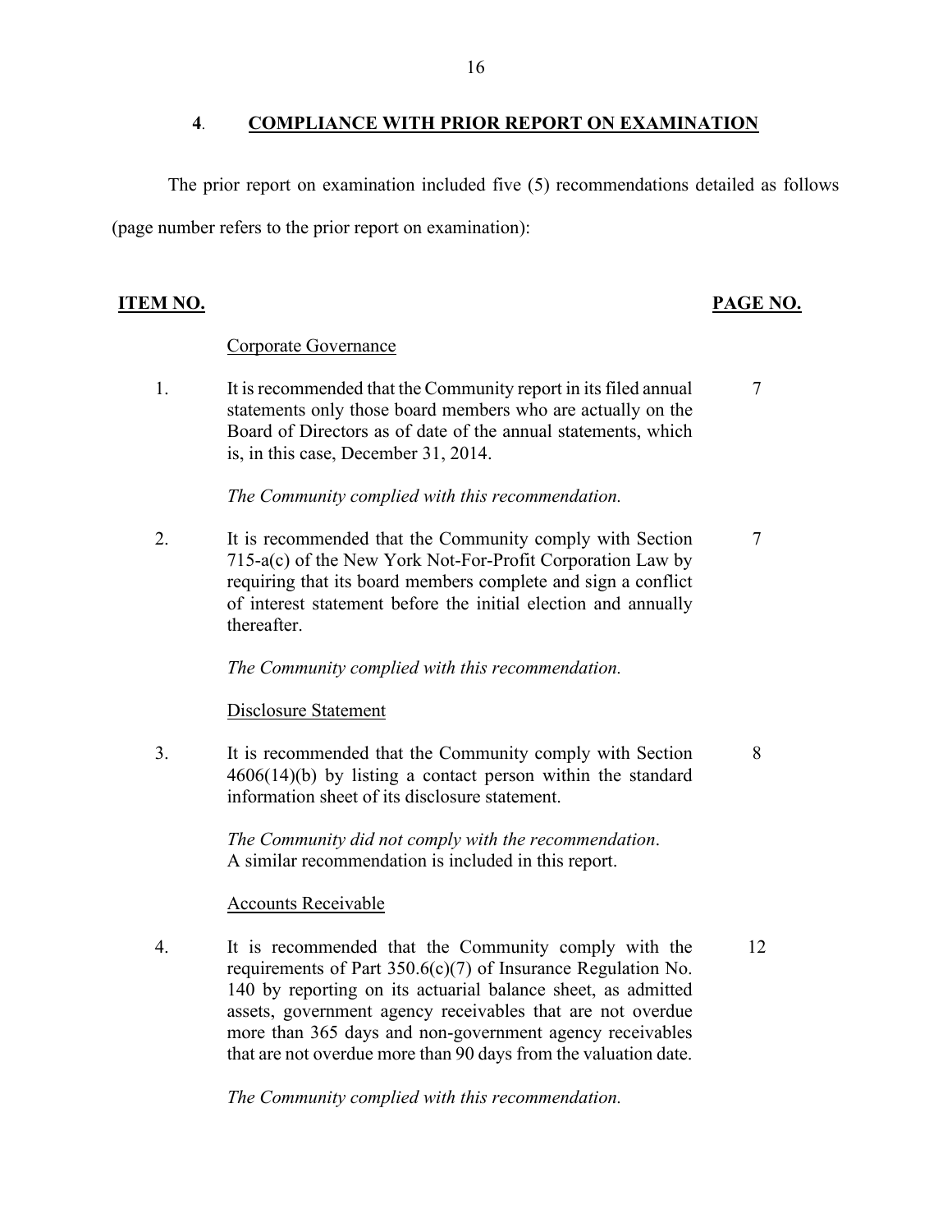## 4. COMPLIANCE WITH PRIOR REPORT ON EXAMINATION

The prior report on examination included five (5) recommendations detailed as follows (page number refers to the prior report on examination):

| ITEM NO. | | PAGE NO. |
|---|---|---|
| | Corporate Governance | |
| 1. | It is recommended that the Community report in its filed annual statements only those board members who are actually on the Board of Directors as of date of the annual statements, which is, in this case, December 31, 2014.<br><br>*The Community complied with this recommendation.* | 7 |
| 2. | It is recommended that the Community comply with Section 715-a(c) of the New York Not-For-Profit Corporation Law by requiring that its board members complete and sign a conflict of interest statement before the initial election and annually thereafter.<br><br>*The Community complied with this recommendation.* | 7 |
| | Disclosure Statement | |
| 3. | It is recommended that the Community comply with Section 4606(14)(b) by listing a contact person within the standard information sheet of its disclosure statement.<br><br>*The Community did not comply with the recommendation*. A similar recommendation is included in this report. | 8 |
| | Accounts Receivable | |
| 4. | It is recommended that the Community comply with the requirements of Part 350.6(c)(7) of Insurance Regulation No. 140 by reporting on its actuarial balance sheet, as admitted assets, government agency receivables that are not overdue more than 365 days and non-government agency receivables that are not overdue more than 90 days from the valuation date.<br><br>*The Community complied with this recommendation.* | 12 |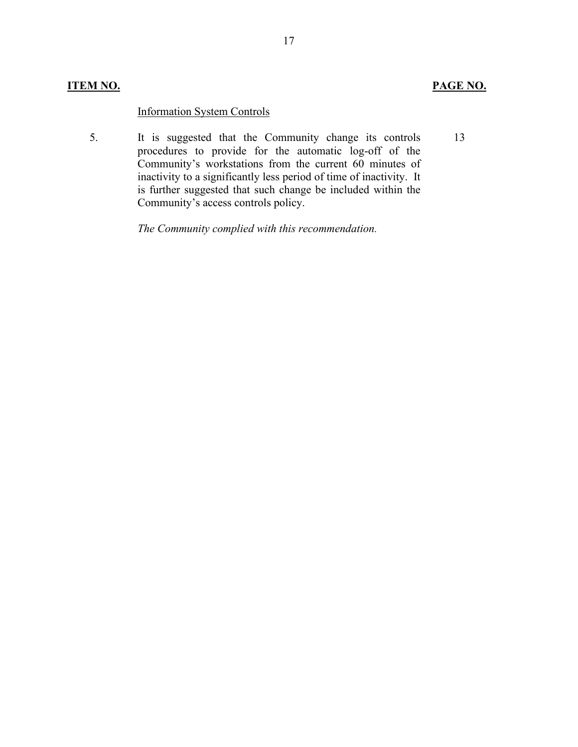| **ITEM NO.** | | **PAGE NO.** |
|---|---|---|
| | Information System Controls | |
| 5. | It is suggested that the Community change its controls procedures to provide for the automatic log-off of the Community's workstations from the current 60 minutes of inactivity to a significantly less period of time of inactivity. It is further suggested that such change be included within the Community's access controls policy.<br><br>*The Community complied with this recommendation.* | 13 |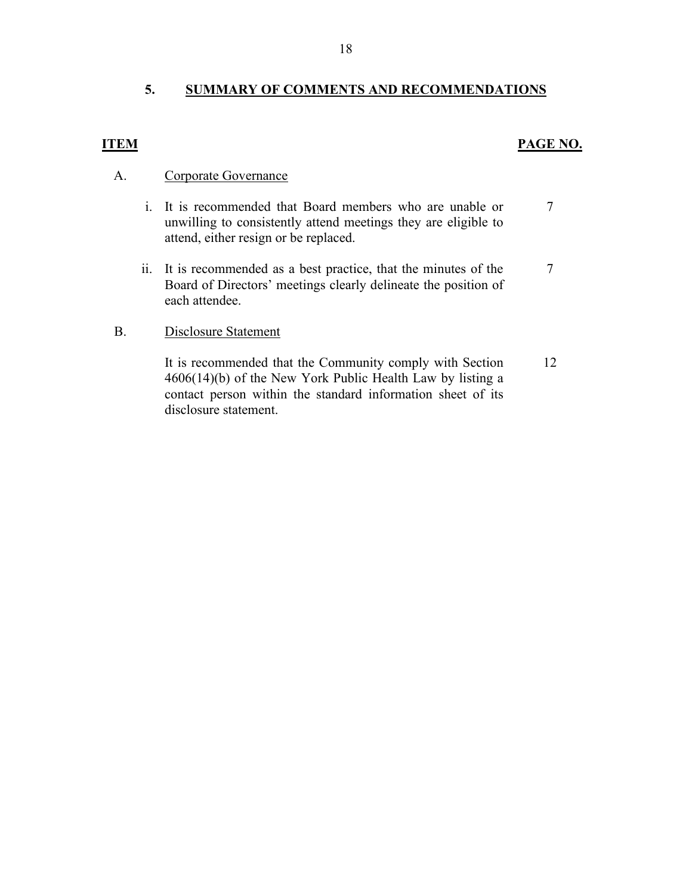## 5. SUMMARY OF COMMENTS AND RECOMMENDATIONS

| ITEM | | PAGE NO. |
|---|---|---|
| A. | Corporate Governance | |
| i. | It is recommended that Board members who are unable or unwilling to consistently attend meetings they are eligible to attend, either resign or be replaced. | 7 |
| ii. | It is recommended as a best practice, that the minutes of the Board of Directors' meetings clearly delineate the position of each attendee. | 7 |
| B. | Disclosure Statement | |
| | It is recommended that the Community comply with Section 4606(14)(b) of the New York Public Health Law by listing a contact person within the standard information sheet of its disclosure statement. | 12 |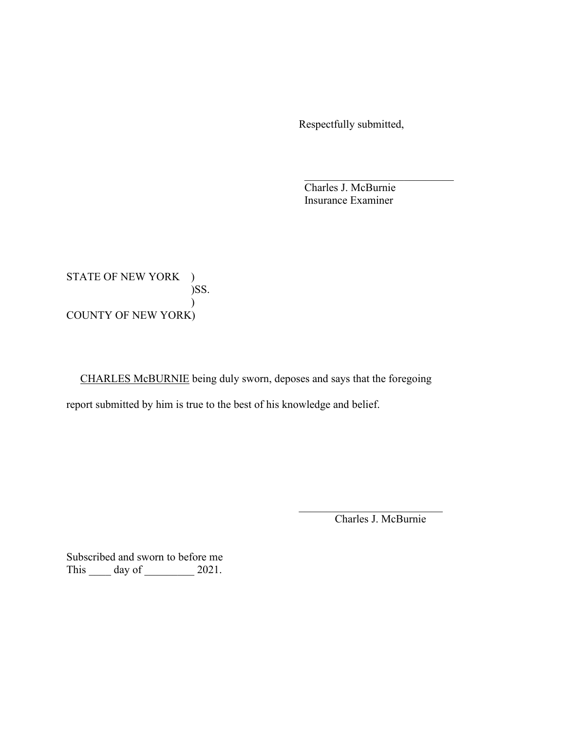Respectfully submitted,

\_\_\_\_\_\_\_\_\_\_\_\_\_\_\_\_\_\_\_\_\_\_\_\_\_\_\_\_
Charles J. McBurnie
Insurance Examiner

STATE OF NEW YORK )
)SS.
)
COUNTY OF NEW YORK)

<u>CHARLES McBURNIE</u> being duly sworn, deposes and says that the foregoing report submitted by him is true to the best of his knowledge and belief.

\_\_\_\_\_\_\_\_\_\_\_\_\_\_\_\_\_\_\_\_\_\_\_\_\_\_\_\_
Charles J. McBurnie

Subscribed and sworn to before me
This \_\_\_\_ day of \_\_\_\_\_\_\_\_\_ 2021.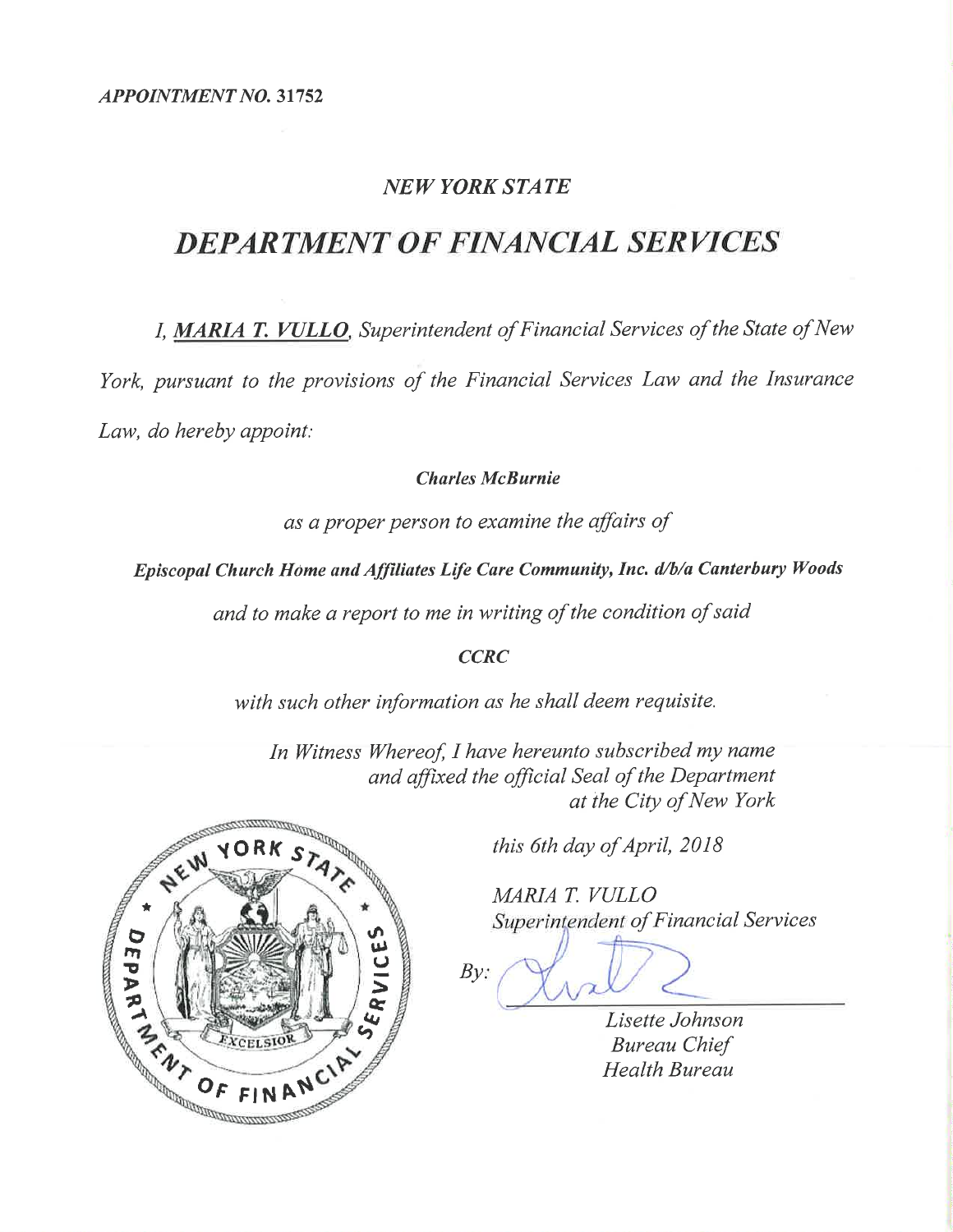*APPOINTMENT NO.* 31752

## *NEW YORK STATE*

# *DEPARTMENT OF FINANCIAL SERVICES*

*I, **MARIA T. VULLO**, Superintendent of Financial Services of the State of New York, pursuant to the provisions of the Financial Services Law and the Insurance Law, do hereby appoint:*

***Charles McBurnie***

*as a proper person to examine the affairs of*

***Episcopal Church Home and Affiliates Life Care Community, Inc. d/b/a Canterbury Woods***

*and to make a report to me in writing of the condition of said*

***CCRC***

*with such other information as he shall deem requisite.*

*In Witness Whereof, I have hereunto subscribed my name and affixed the official Seal of the Department at the City of New York*

*this 6th day of April, 2018*

*MARIA T. VULLO*
*Superintendent of Financial Services*

*By:*

*Lisette Johnson*
*Bureau Chief*
*Health Bureau*

NEW YORK STATE DEPARTMENT OF FINANCIAL SERVICES

EXCELSIOR